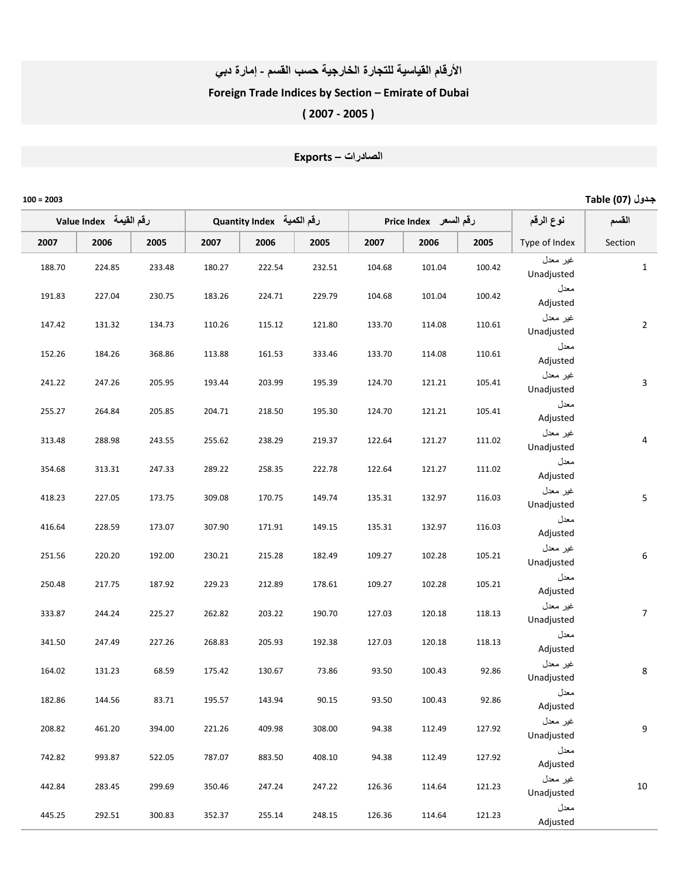# الأرقام القياسية للتجارة الخارجية حسب القسم - إمارة دبي

# Foreign Trade Indices by Section – Emirate of Dubai

# ( 2007 - 2005 )

## Exports – الصادرات

100 = 2003

جدول (07) Table

| Value Index رقم القيمة | | | Quantity Index رقم الكمية | | | Price Index رقم السعر | | | نوع الرقم | القسم |
|---|---|---|---|---|---|---|---|---|---|---|
| 2007 | 2006 | 2005 | 2007 | 2006 | 2005 | 2007 | 2006 | 2005 | Type of Index | Section |
| 188.70 | 224.85 | 233.48 | 180.27 | 222.54 | 232.51 | 104.68 | 101.04 | 100.42 | غير معدل Unadjusted | 1 |
| 191.83 | 227.04 | 230.75 | 183.26 | 224.71 | 229.79 | 104.68 | 101.04 | 100.42 | معدل Adjusted | |
| 147.42 | 131.32 | 134.73 | 110.26 | 115.12 | 121.80 | 133.70 | 114.08 | 110.61 | غير معدل Unadjusted | 2 |
| 152.26 | 184.26 | 368.86 | 113.88 | 161.53 | 333.46 | 133.70 | 114.08 | 110.61 | معدل Adjusted | |
| 241.22 | 247.26 | 205.95 | 193.44 | 203.99 | 195.39 | 124.70 | 121.21 | 105.41 | غير معدل Unadjusted | 3 |
| 255.27 | 264.84 | 205.85 | 204.71 | 218.50 | 195.30 | 124.70 | 121.21 | 105.41 | معدل Adjusted | |
| 313.48 | 288.98 | 243.55 | 255.62 | 238.29 | 219.37 | 122.64 | 121.27 | 111.02 | غير معدل Unadjusted | 4 |
| 354.68 | 313.31 | 247.33 | 289.22 | 258.35 | 222.78 | 122.64 | 121.27 | 111.02 | معدل Adjusted | |
| 418.23 | 227.05 | 173.75 | 309.08 | 170.75 | 149.74 | 135.31 | 132.97 | 116.03 | غير معدل Unadjusted | 5 |
| 416.64 | 228.59 | 173.07 | 307.90 | 171.91 | 149.15 | 135.31 | 132.97 | 116.03 | معدل Adjusted | |
| 251.56 | 220.20 | 192.00 | 230.21 | 215.28 | 182.49 | 109.27 | 102.28 | 105.21 | غير معدل Unadjusted | 6 |
| 250.48 | 217.75 | 187.92 | 229.23 | 212.89 | 178.61 | 109.27 | 102.28 | 105.21 | معدل Adjusted | |
| 333.87 | 244.24 | 225.27 | 262.82 | 203.22 | 190.70 | 127.03 | 120.18 | 118.13 | غير معدل Unadjusted | 7 |
| 341.50 | 247.49 | 227.26 | 268.83 | 205.93 | 192.38 | 127.03 | 120.18 | 118.13 | معدل Adjusted | |
| 164.02 | 131.23 | 68.59 | 175.42 | 130.67 | 73.86 | 93.50 | 100.43 | 92.86 | غير معدل Unadjusted | 8 |
| 182.86 | 144.56 | 83.71 | 195.57 | 143.94 | 90.15 | 93.50 | 100.43 | 92.86 | معدل Adjusted | |
| 208.82 | 461.20 | 394.00 | 221.26 | 409.98 | 308.00 | 94.38 | 112.49 | 127.92 | غير معدل Unadjusted | 9 |
| 742.82 | 993.87 | 522.05 | 787.07 | 883.50 | 408.10 | 94.38 | 112.49 | 127.92 | معدل Adjusted | |
| 442.84 | 283.45 | 299.69 | 350.46 | 247.24 | 247.22 | 126.36 | 114.64 | 121.23 | غير معدل Unadjusted | 10 |
| 445.25 | 292.51 | 300.83 | 352.37 | 255.14 | 248.15 | 126.36 | 114.64 | 121.23 | معدل Adjusted | |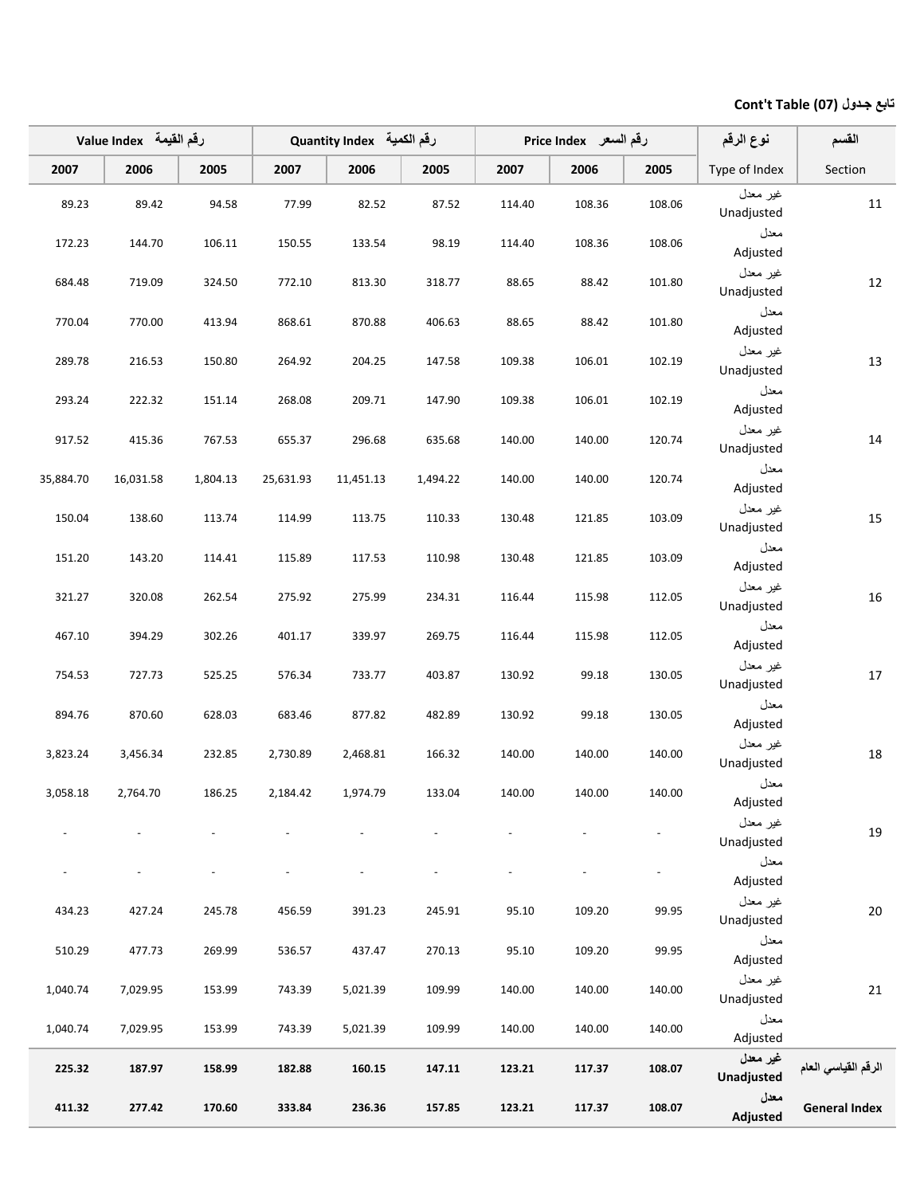تابع جدول (07) Cont't Table

| Value Index رقم القيمة | | | Quantity Index رقم الكمية | | | Price Index رقم السعر | | | نوع الرقم | القسم |
|---|---|---|---|---|---|---|---|---|---|---|
| 2007 | 2006 | 2005 | 2007 | 2006 | 2005 | 2007 | 2006 | 2005 | Type of Index | Section |
| 89.23 | 89.42 | 94.58 | 77.99 | 82.52 | 87.52 | 114.40 | 108.36 | 108.06 | غير معدل Unadjusted | 11 |
| 172.23 | 144.70 | 106.11 | 150.55 | 133.54 | 98.19 | 114.40 | 108.36 | 108.06 | معدل Adjusted | |
| 684.48 | 719.09 | 324.50 | 772.10 | 813.30 | 318.77 | 88.65 | 88.42 | 101.80 | غير معدل Unadjusted | 12 |
| 770.04 | 770.00 | 413.94 | 868.61 | 870.88 | 406.63 | 88.65 | 88.42 | 101.80 | معدل Adjusted | |
| 289.78 | 216.53 | 150.80 | 264.92 | 204.25 | 147.58 | 109.38 | 106.01 | 102.19 | غير معدل Unadjusted | 13 |
| 293.24 | 222.32 | 151.14 | 268.08 | 209.71 | 147.90 | 109.38 | 106.01 | 102.19 | معدل Adjusted | |
| 917.52 | 415.36 | 767.53 | 655.37 | 296.68 | 635.68 | 140.00 | 140.00 | 120.74 | غير معدل Unadjusted | 14 |
| 35,884.70 | 16,031.58 | 1,804.13 | 25,631.93 | 11,451.13 | 1,494.22 | 140.00 | 140.00 | 120.74 | معدل Adjusted | |
| 150.04 | 138.60 | 113.74 | 114.99 | 113.75 | 110.33 | 130.48 | 121.85 | 103.09 | غير معدل Unadjusted | 15 |
| 151.20 | 143.20 | 114.41 | 115.89 | 117.53 | 110.98 | 130.48 | 121.85 | 103.09 | معدل Adjusted | |
| 321.27 | 320.08 | 262.54 | 275.92 | 275.99 | 234.31 | 116.44 | 115.98 | 112.05 | غير معدل Unadjusted | 16 |
| 467.10 | 394.29 | 302.26 | 401.17 | 339.97 | 269.75 | 116.44 | 115.98 | 112.05 | معدل Adjusted | |
| 754.53 | 727.73 | 525.25 | 576.34 | 733.77 | 403.87 | 130.92 | 99.18 | 130.05 | غير معدل Unadjusted | 17 |
| 894.76 | 870.60 | 628.03 | 683.46 | 877.82 | 482.89 | 130.92 | 99.18 | 130.05 | معدل Adjusted | |
| 3,823.24 | 3,456.34 | 232.85 | 2,730.89 | 2,468.81 | 166.32 | 140.00 | 140.00 | 140.00 | غير معدل Unadjusted | 18 |
| 3,058.18 | 2,764.70 | 186.25 | 2,184.42 | 1,974.79 | 133.04 | 140.00 | 140.00 | 140.00 | معدل Adjusted | |
| - | - | - | - | - | - | - | - | - | غير معدل Unadjusted | 19 |
| - | - | - | - | - | - | - | - | - | معدل Adjusted | |
| 434.23 | 427.24 | 245.78 | 456.59 | 391.23 | 245.91 | 95.10 | 109.20 | 99.95 | غير معدل Unadjusted | 20 |
| 510.29 | 477.73 | 269.99 | 536.57 | 437.47 | 270.13 | 95.10 | 109.20 | 99.95 | معدل Adjusted | |
| 1,040.74 | 7,029.95 | 153.99 | 743.39 | 5,021.39 | 109.99 | 140.00 | 140.00 | 140.00 | غير معدل Unadjusted | 21 |
| 1,040.74 | 7,029.95 | 153.99 | 743.39 | 5,021.39 | 109.99 | 140.00 | 140.00 | 140.00 | معدل Adjusted | |
| **225.32** | **187.97** | **158.99** | **182.88** | **160.15** | **147.11** | **123.21** | **117.37** | **108.07** | **غير معدل Unadjusted** | **الرقم القياسي العام** |
| **411.32** | **277.42** | **170.60** | **333.84** | **236.36** | **157.85** | **123.21** | **117.37** | **108.07** | **معدل Adjusted** | **General Index** |